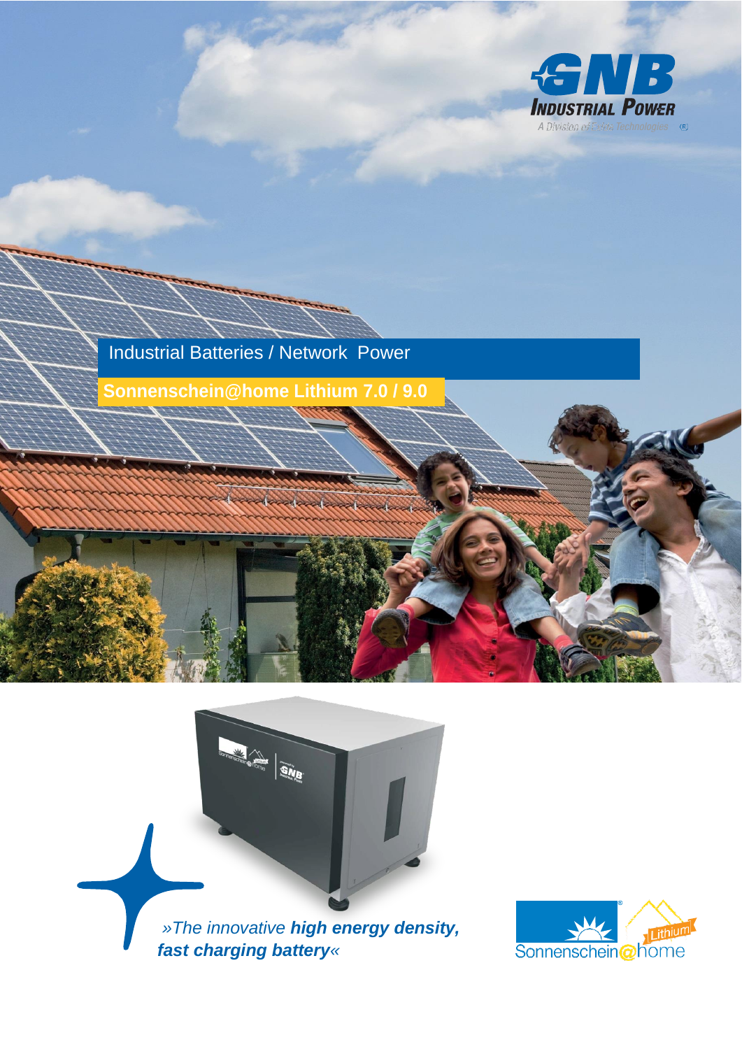GNB Industrial Power

A Division of Exide Technologies

# Industrial Batteries / Network Power

## Sonnenschein@home Lithium 7.0 / 9.0

*»The innovative **high energy density, fast charging battery**«*

Sonnenschein@home Lithium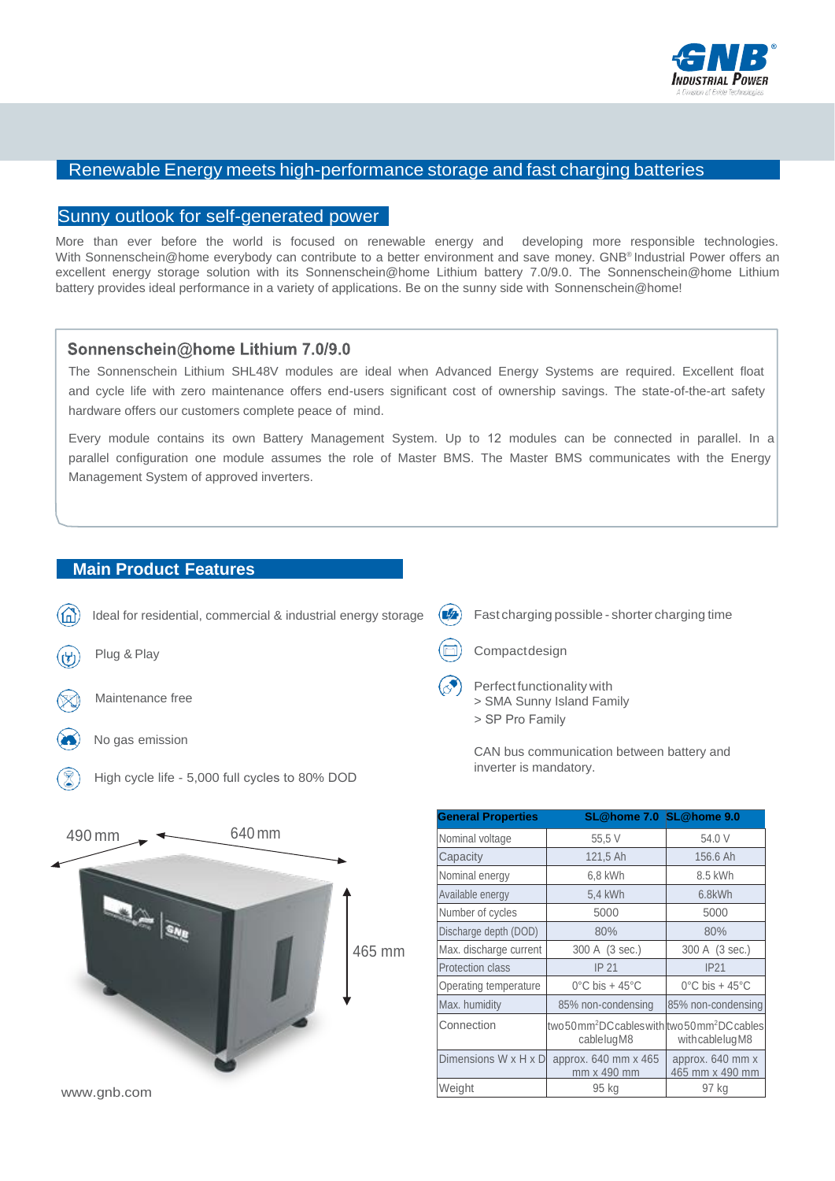## Renewable Energy meets high-performance storage and fast charging batteries

### Sunny outlook for self-generated power

More than ever before the world is focused on renewable energy and developing more responsible technologies. With Sonnenschein@home everybody can contribute to a better environment and save money. GNB® Industrial Power offers an excellent energy storage solution with its Sonnenschein@home Lithium battery 7.0/9.0. The Sonnenschein@home Lithium battery provides ideal performance in a variety of applications. Be on the sunny side with Sonnenschein@home!

### Sonnenschein@home Lithium 7.0/9.0

The Sonnenschein Lithium SHL48V modules are ideal when Advanced Energy Systems are required. Excellent float and cycle life with zero maintenance offers end-users significant cost of ownership savings. The state-of-the-art safety hardware offers our customers complete peace of mind.

Every module contains its own Battery Management System. Up to 12 modules can be connected in parallel. In a parallel configuration one module assumes the role of Master BMS. The Master BMS communicates with the Energy Management System of approved inverters.

### Main Product Features

- Ideal for residential, commercial & industrial energy storage
- Plug & Play
- Maintenance free
- No gas emission
- High cycle life - 5,000 full cycles to 80% DOD
- Fast charging possible - shorter charging time
- Compact design
- Perfect functionality with
  - > SMA Sunny Island Family
  - > SP Pro Family

CAN bus communication between battery and inverter is mandatory.

490 mm | 640 mm | 465 mm

| General Properties | SL@home 7.0 | SL@home 9.0 |
|---|---|---|
| Nominal voltage | 55,5 V | 54.0 V |
| Capacity | 121,5 Ah | 156.6 Ah |
| Nominal energy | 6,8 kWh | 8.5 kWh |
| Available energy | 5,4 kWh | 6.8kWh |
| Number of cycles | 5000 | 5000 |
| Discharge depth (DOD) | 80% | 80% |
| Max. discharge current | 300 A (3 sec.) | 300 A (3 sec.) |
| Protection class | IP 21 | IP21 |
| Operating temperature | 0°C bis + 45°C | 0°C bis + 45°C |
| Max. humidity | 85% non-condensing | 85% non-condensing |
| Connection | two 50 mm² DC cables with cable lug M8 | two 50 mm² DC cables with cable lug M8 |
| Dimensions W x H x D | approx. 640 mm x 465 mm x 490 mm | approx. 640 mm x 465 mm x 490 mm |
| Weight | 95 kg | 97 kg |

www.gnb.com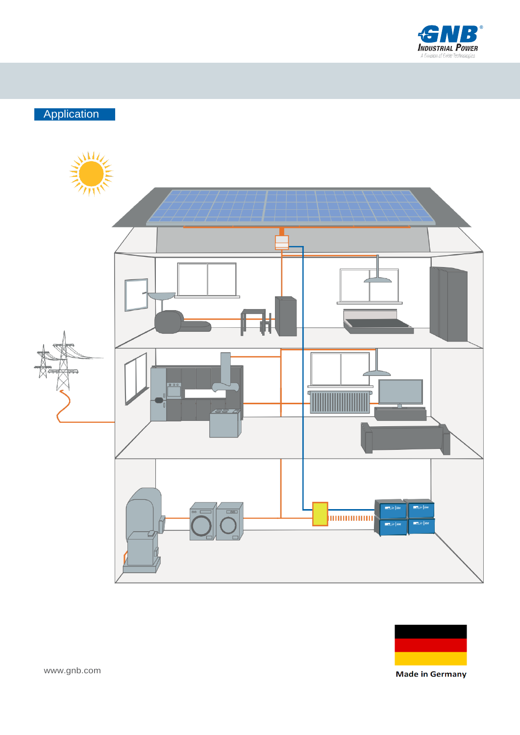## Application

www.gnb.com

**Made in Germany**